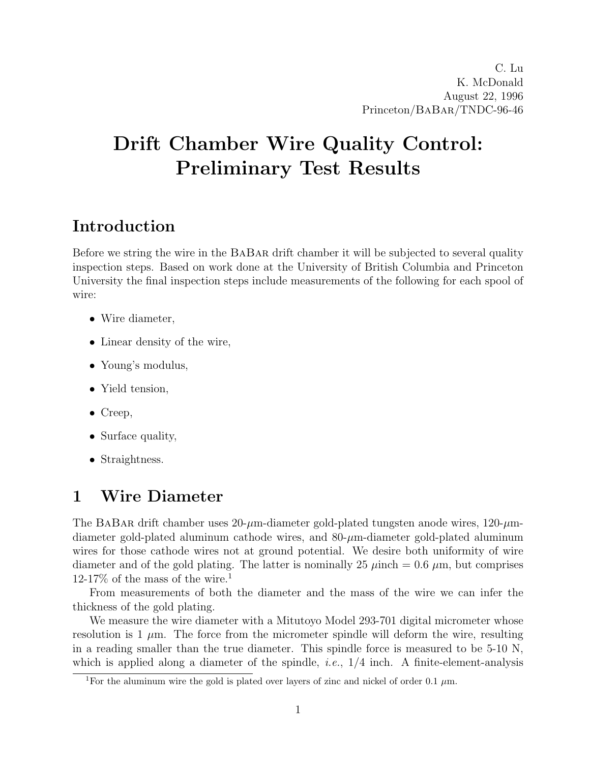C. Lu
K. McDonald
August 22, 1996
Princeton/BaBar/TNDC-96-46

# Drift Chamber Wire Quality Control: Preliminary Test Results

## Introduction

Before we string the wire in the BaBar drift chamber it will be subjected to several quality inspection steps. Based on work done at the University of British Columbia and Princeton University the final inspection steps include measurements of the following for each spool of wire:

- Wire diameter,
- Linear density of the wire,
- Young's modulus,
- Yield tension,
- Creep,
- Surface quality,
- Straightness.

## 1 Wire Diameter

The BaBar drift chamber uses 20-$\mu$m-diameter gold-plated tungsten anode wires, 120-$\mu$m-diameter gold-plated aluminum cathode wires, and 80-$\mu$m-diameter gold-plated aluminum wires for those cathode wires not at ground potential. We desire both uniformity of wire diameter and of the gold plating. The latter is nominally 25 $\mu$inch = 0.6 $\mu$m, but comprises 12-17% of the mass of the wire.[1]

From measurements of both the diameter and the mass of the wire we can infer the thickness of the gold plating.

We measure the wire diameter with a Mitutoyo Model 293-701 digital micrometer whose resolution is 1 $\mu$m. The force from the micrometer spindle will deform the wire, resulting in a reading smaller than the true diameter. This spindle force is measured to be 5-10 N, which is applied along a diameter of the spindle, *i.e.*, 1/4 inch. A finite-element-analysis

[1] For the aluminum wire the gold is plated over layers of zinc and nickel of order 0.1 $\mu$m.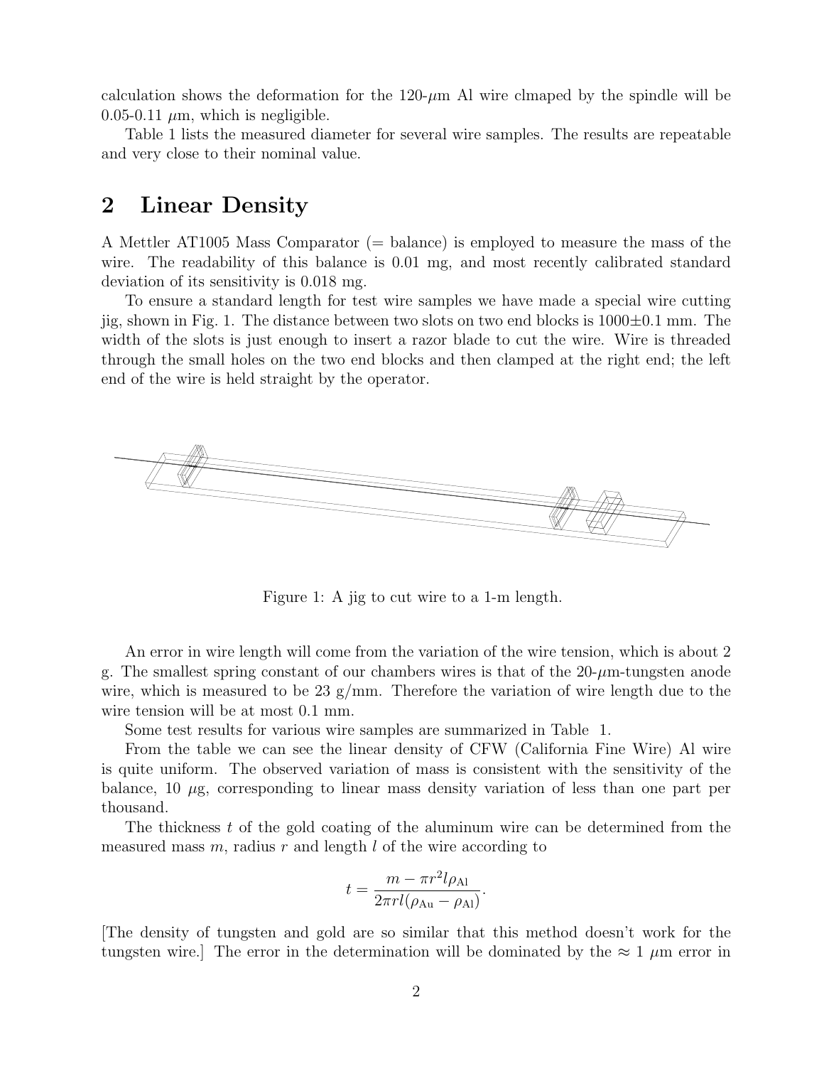calculation shows the deformation for the 120-$\mu$m Al wire clmaped by the spindle will be 0.05-0.11 $\mu$m, which is negligible.

Table 1 lists the measured diameter for several wire samples. The results are repeatable and very close to their nominal value.

## 2 Linear Density

A Mettler AT1005 Mass Comparator (= balance) is employed to measure the mass of the wire. The readability of this balance is 0.01 mg, and most recently calibrated standard deviation of its sensitivity is 0.018 mg.

To ensure a standard length for test wire samples we have made a special wire cutting jig, shown in Fig. 1. The distance between two slots on two end blocks is 1000$\pm$0.1 mm. The width of the slots is just enough to insert a razor blade to cut the wire. Wire is threaded through the small holes on the two end blocks and then clamped at the right end; the left end of the wire is held straight by the operator.

Figure 1: A jig to cut wire to a 1-m length.

An error in wire length will come from the variation of the wire tension, which is about 2 g. The smallest spring constant of our chambers wires is that of the 20-$\mu$m-tungsten anode wire, which is measured to be 23 g/mm. Therefore the variation of wire length due to the wire tension will be at most 0.1 mm.

Some test results for various wire samples are summarized in Table 1.

From the table we can see the linear density of CFW (California Fine Wire) Al wire is quite uniform. The observed variation of mass is consistent with the sensitivity of the balance, 10 $\mu$g, corresponding to linear mass density variation of less than one part per thousand.

The thickness $t$ of the gold coating of the aluminum wire can be determined from the measured mass $m$, radius $r$ and length $l$ of the wire according to

$$t = \frac{m - \pi r^2 l \rho_{\mathrm{Al}}}{2\pi r l (\rho_{\mathrm{Au}} - \rho_{\mathrm{Al}})}.$$

[The density of tungsten and gold are so similar that this method doesn't work for the tungsten wire.] The error in the determination will be dominated by the $\approx 1$ $\mu$m error in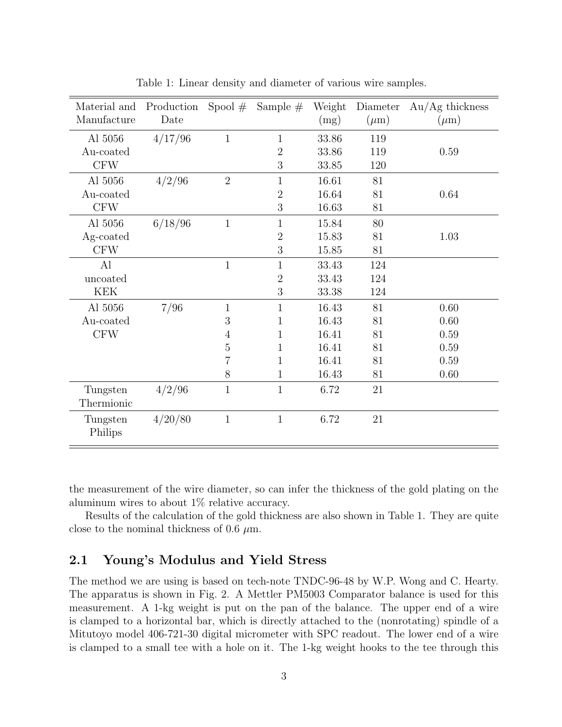Table 1: Linear density and diameter of various wire samples.

| Material and Manufacture | Production Date | Spool # | Sample # | Weight (mg) | Diameter ($\mu$m) | Au/Ag thickness ($\mu$m) |
|---|---|---|---|---|---|---|
| Al 5056 | 4/17/96 | 1 | 1 | 33.86 | 119 | |
| Au-coated | | | 2 | 33.86 | 119 | 0.59 |
| CFW | | | 3 | 33.85 | 120 | |
| Al 5056 | 4/2/96 | 2 | 1 | 16.61 | 81 | |
| Au-coated | | | 2 | 16.64 | 81 | 0.64 |
| CFW | | | 3 | 16.63 | 81 | |
| Al 5056 | 6/18/96 | 1 | 1 | 15.84 | 80 | |
| Ag-coated | | | 2 | 15.83 | 81 | 1.03 |
| CFW | | | 3 | 15.85 | 81 | |
| Al | | 1 | 1 | 33.43 | 124 | |
| uncoated | | | 2 | 33.43 | 124 | |
| KEK | | | 3 | 33.38 | 124 | |
| Al 5056 | 7/96 | 1 | 1 | 16.43 | 81 | 0.60 |
| Au-coated | | 3 | 1 | 16.43 | 81 | 0.60 |
| CFW | | 4 | 1 | 16.41 | 81 | 0.59 |
| | | 5 | 1 | 16.41 | 81 | 0.59 |
| | | 7 | 1 | 16.41 | 81 | 0.59 |
| | | 8 | 1 | 16.43 | 81 | 0.60 |
| Tungsten Thermionic | 4/2/96 | 1 | 1 | 6.72 | 21 | |
| Tungsten Philips | 4/20/80 | 1 | 1 | 6.72 | 21 | |

the measurement of the wire diameter, so can infer the thickness of the gold plating on the aluminum wires to about 1% relative accuracy.

Results of the calculation of the gold thickness are also shown in Table 1. They are quite close to the nominal thickness of 0.6 $\mu$m.

## 2.1 Young's Modulus and Yield Stress

The method we are using is based on tech-note TNDC-96-48 by W.P. Wong and C. Hearty. The apparatus is shown in Fig. 2. A Mettler PM5003 Comparator balance is used for this measurement. A 1-kg weight is put on the pan of the balance. The upper end of a wire is clamped to a horizontal bar, which is directly attached to the (nonrotating) spindle of a Mitutoyo model 406-721-30 digital micrometer with SPC readout. The lower end of a wire is clamped to a small tee with a hole on it. The 1-kg weight hooks to the tee through this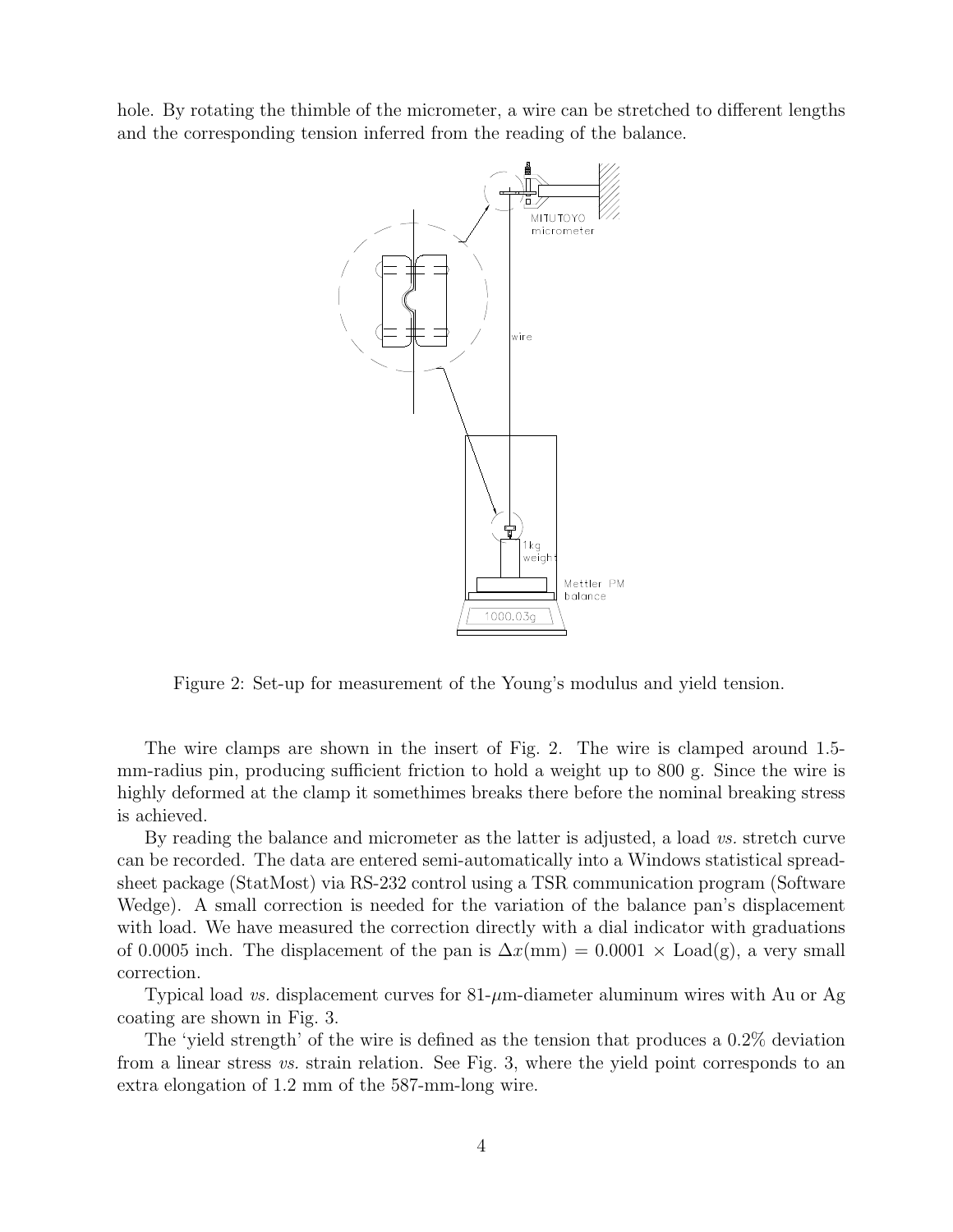hole. By rotating the thimble of the micrometer, a wire can be stretched to different lengths and the corresponding tension inferred from the reading of the balance.

Figure 2: Set-up for measurement of the Young's modulus and yield tension.

The wire clamps are shown in the insert of Fig. 2. The wire is clamped around 1.5-mm-radius pin, producing sufficient friction to hold a weight up to 800 g. Since the wire is highly deformed at the clamp it somethimes breaks there before the nominal breaking stress is achieved.

By reading the balance and micrometer as the latter is adjusted, a load *vs.* stretch curve can be recorded. The data are entered semi-automatically into a Windows statistical spreadsheet package (StatMost) via RS-232 control using a TSR communication program (Software Wedge). A small correction is needed for the variation of the balance pan's displacement with load. We have measured the correction directly with a dial indicator with graduations of 0.0005 inch. The displacement of the pan is $\Delta x(\text{mm}) = 0.0001 \times \text{Load(g)}$, a very small correction.

Typical load *vs.* displacement curves for 81-$\mu$m-diameter aluminum wires with Au or Ag coating are shown in Fig. 3.

The 'yield strength' of the wire is defined as the tension that produces a 0.2% deviation from a linear stress *vs.* strain relation. See Fig. 3, where the yield point corresponds to an extra elongation of 1.2 mm of the 587-mm-long wire.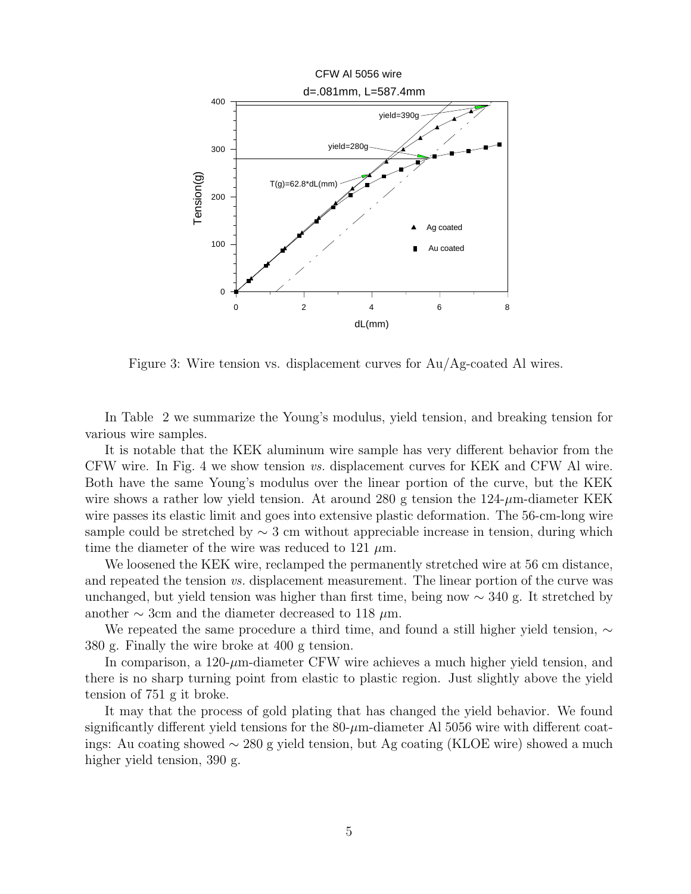Figure 3: Wire tension vs. displacement curves for Au/Ag-coated Al wires.

In Table 2 we summarize the Young's modulus, yield tension, and breaking tension for various wire samples.

It is notable that the KEK aluminum wire sample has very different behavior from the CFW wire. In Fig. 4 we show tension *vs.* displacement curves for KEK and CFW Al wire. Both have the same Young's modulus over the linear portion of the curve, but the KEK wire shows a rather low yield tension. At around 280 g tension the 124-$\mu$m-diameter KEK wire passes its elastic limit and goes into extensive plastic deformation. The 56-cm-long wire sample could be stretched by $\sim$ 3 cm without appreciable increase in tension, during which time the diameter of the wire was reduced to 121 $\mu$m.

We loosened the KEK wire, reclamped the permanently stretched wire at 56 cm distance, and repeated the tension *vs.* displacement measurement. The linear portion of the curve was unchanged, but yield tension was higher than first time, being now $\sim$ 340 g. It stretched by another $\sim$ 3cm and the diameter decreased to 118 $\mu$m.

We repeated the same procedure a third time, and found a still higher yield tension, $\sim$ 380 g. Finally the wire broke at 400 g tension.

In comparison, a 120-$\mu$m-diameter CFW wire achieves a much higher yield tension, and there is no sharp turning point from elastic to plastic region. Just slightly above the yield tension of 751 g it broke.

It may that the process of gold plating that has changed the yield behavior. We found significantly different yield tensions for the 80-$\mu$m-diameter Al 5056 wire with different coatings: Au coating showed $\sim$ 280 g yield tension, but Ag coating (KLOE wire) showed a much higher yield tension, 390 g.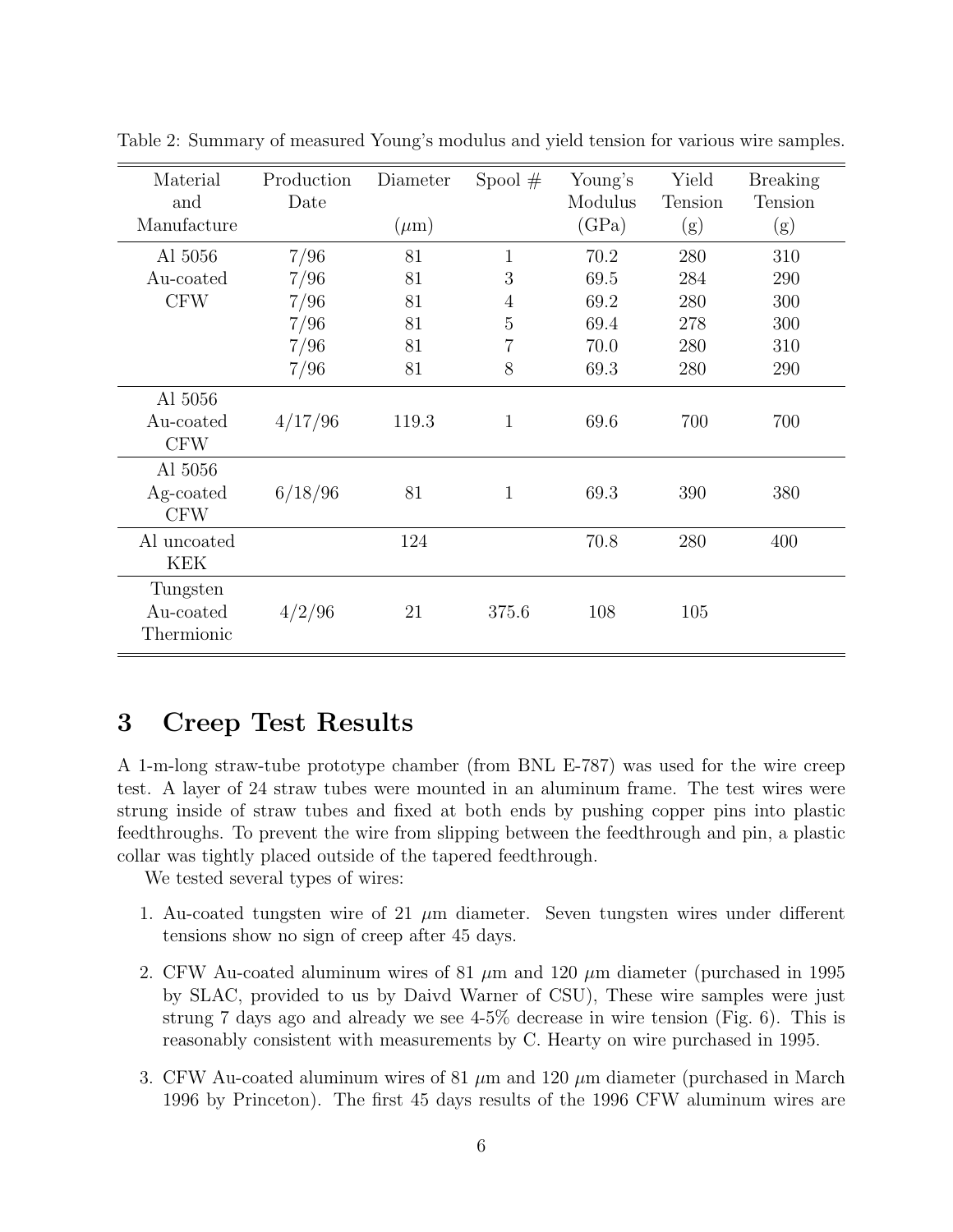Table 2: Summary of measured Young's modulus and yield tension for various wire samples.

| Material and Manufacture | Production Date | Diameter ($\mu$m) | Spool # | Young's Modulus (GPa) | Yield Tension (g) | Breaking Tension (g) |
|---|---|---|---|---|---|---|
| Al 5056 Au-coated CFW | 7/96 | 81 | 1 | 70.2 | 280 | 310 |
| | 7/96 | 81 | 3 | 69.5 | 284 | 290 |
| | 7/96 | 81 | 4 | 69.2 | 280 | 300 |
| | 7/96 | 81 | 5 | 69.4 | 278 | 300 |
| | 7/96 | 81 | 7 | 70.0 | 280 | 310 |
| | 7/96 | 81 | 8 | 69.3 | 280 | 290 |
| Al 5056 Au-coated CFW | 4/17/96 | 119.3 | 1 | 69.6 | 700 | 700 |
| Al 5056 Ag-coated CFW | 6/18/96 | 81 | 1 | 69.3 | 390 | 380 |
| Al uncoated KEK | | 124 | | 70.8 | 280 | 400 |
| Tungsten Au-coated Thermionic | 4/2/96 | 21 | 375.6 | 108 | 105 | |

# 3 Creep Test Results

A 1-m-long straw-tube prototype chamber (from BNL E-787) was used for the wire creep test. A layer of 24 straw tubes were mounted in an aluminum frame. The test wires were strung inside of straw tubes and fixed at both ends by pushing copper pins into plastic feedthroughs. To prevent the wire from slipping between the feedthrough and pin, a plastic collar was tightly placed outside of the tapered feedthrough.

We tested several types of wires:

1. Au-coated tungsten wire of 21 $\mu$m diameter. Seven tungsten wires under different tensions show no sign of creep after 45 days.
2. CFW Au-coated aluminum wires of 81 $\mu$m and 120 $\mu$m diameter (purchased in 1995 by SLAC, provided to us by Daivd Warner of CSU), These wire samples were just strung 7 days ago and already we see 4-5% decrease in wire tension (Fig. 6). This is reasonably consistent with measurements by C. Hearty on wire purchased in 1995.
3. CFW Au-coated aluminum wires of 81 $\mu$m and 120 $\mu$m diameter (purchased in March 1996 by Princeton). The first 45 days results of the 1996 CFW aluminum wires are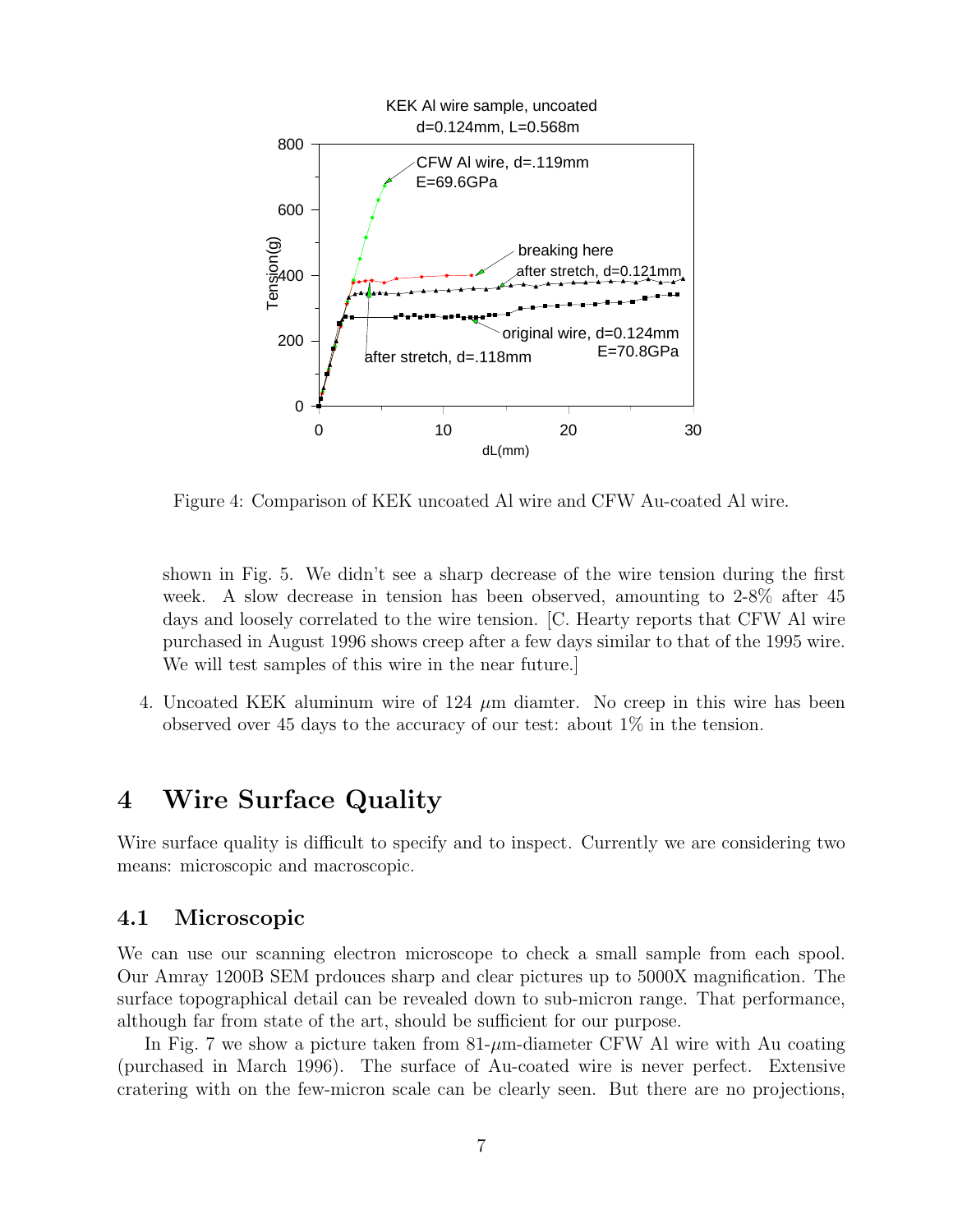Figure 4: Comparison of KEK uncoated Al wire and CFW Au-coated Al wire.

shown in Fig. 5. We didn't see a sharp decrease of the wire tension during the first week. A slow decrease in tension has been observed, amounting to 2-8% after 45 days and loosely correlated to the wire tension. [C. Hearty reports that CFW Al wire purchased in August 1996 shows creep after a few days similar to that of the 1995 wire. We will test samples of this wire in the near future.]

4. Uncoated KEK aluminum wire of 124 $\mu$m diamter. No creep in this wire has been observed over 45 days to the accuracy of our test: about 1% in the tension.

# 4 Wire Surface Quality

Wire surface quality is difficult to specify and to inspect. Currently we are considering two means: microscopic and macroscopic.

## 4.1 Microscopic

We can use our scanning electron microscope to check a small sample from each spool. Our Amray 1200B SEM prdouces sharp and clear pictures up to 5000X magnification. The surface topographical detail can be revealed down to sub-micron range. That performance, although far from state of the art, should be sufficient for our purpose.

In Fig. 7 we show a picture taken from 81-$\mu$m-diameter CFW Al wire with Au coating (purchased in March 1996). The surface of Au-coated wire is never perfect. Extensive cratering with on the few-micron scale can be clearly seen. But there are no projections,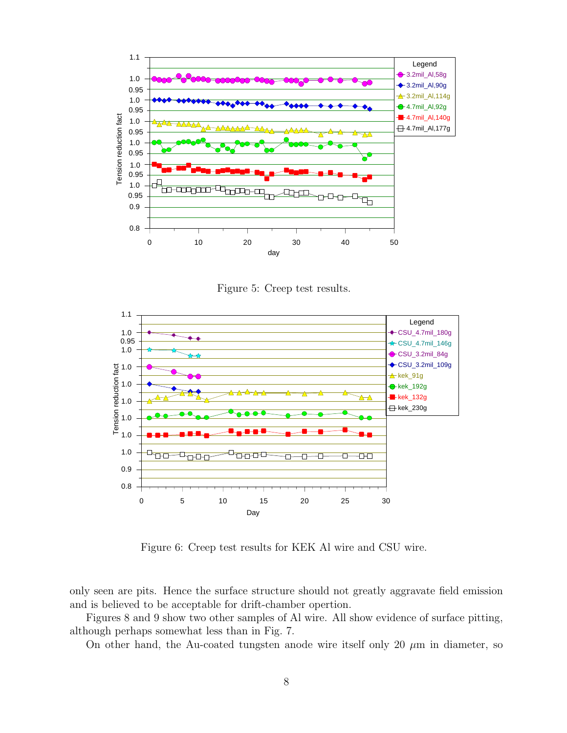Figure 5: Creep test results.

Figure 6: Creep test results for KEK Al wire and CSU wire.

only seen are pits. Hence the surface structure should not greatly aggravate field emission and is believed to be acceptable for drift-chamber opertion.

Figures 8 and 9 show two other samples of Al wire. All show evidence of surface pitting, although perhaps somewhat less than in Fig. 7.

On other hand, the Au-coated tungsten anode wire itself only 20 $\mu$m in diameter, so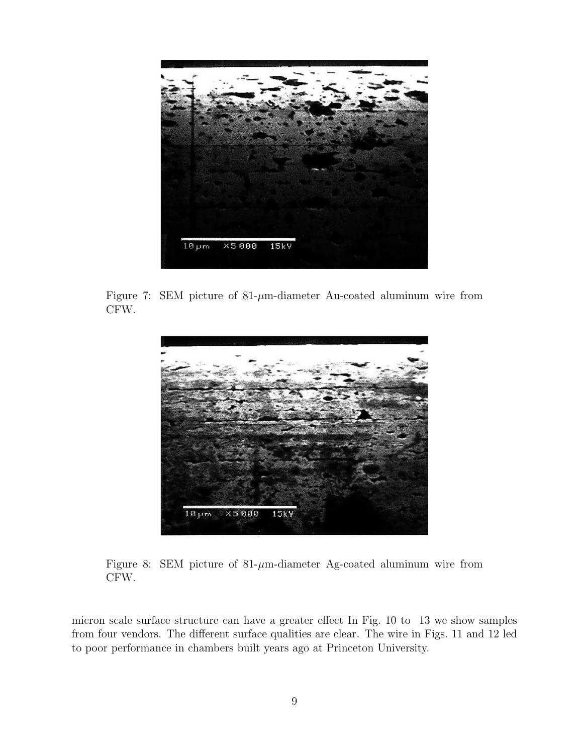Figure 7: SEM picture of 81-$\mu$m-diameter Au-coated aluminum wire from CFW.

Figure 8: SEM picture of 81-$\mu$m-diameter Ag-coated aluminum wire from CFW.

micron scale surface structure can have a greater effect In Fig. 10 to 13 we show samples from four vendors. The different surface qualities are clear. The wire in Figs. 11 and 12 led to poor performance in chambers built years ago at Princeton University.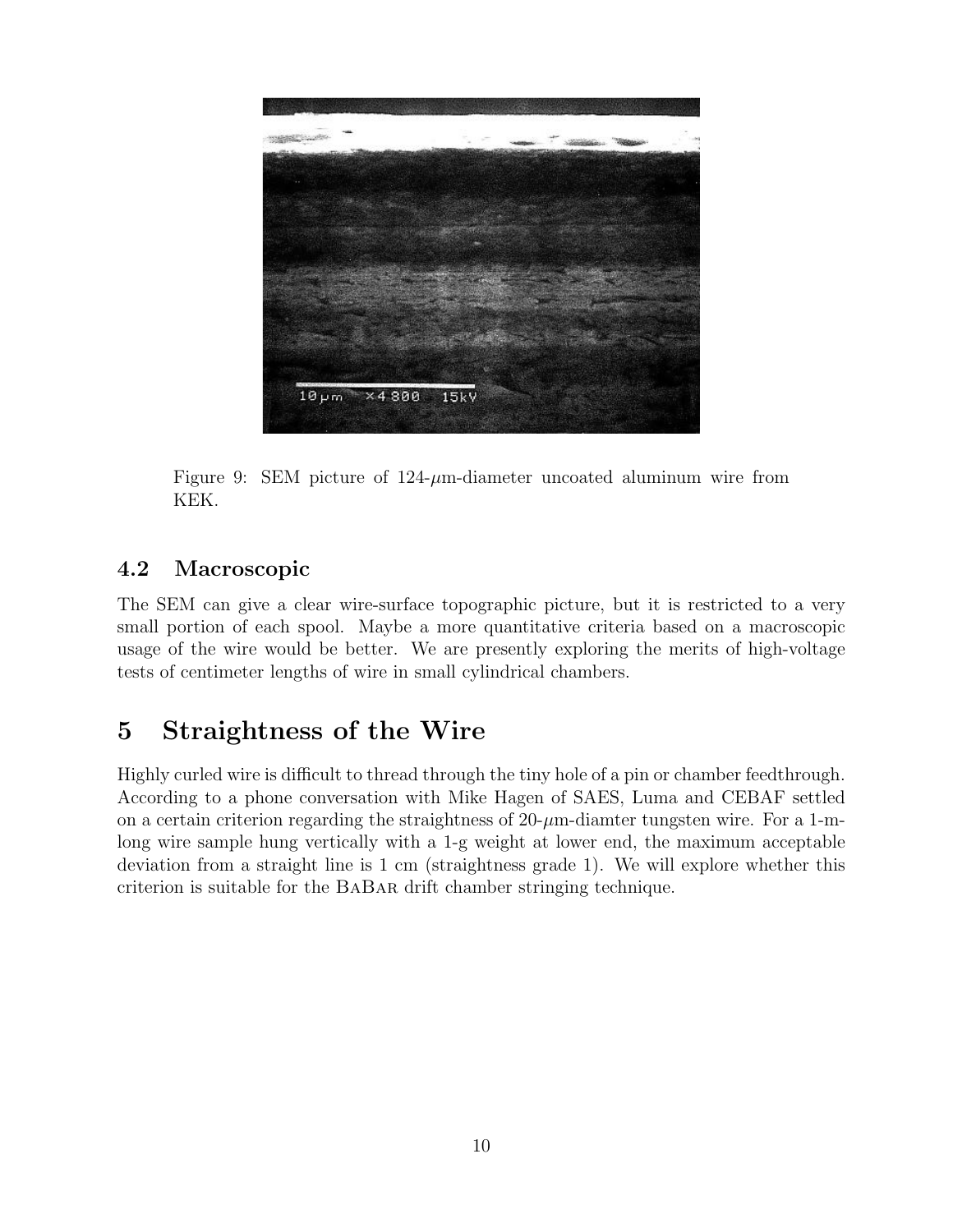Figure 9: SEM picture of 124-$\mu$m-diameter uncoated aluminum wire from KEK.

### 4.2 Macroscopic

The SEM can give a clear wire-surface topographic picture, but it is restricted to a very small portion of each spool. Maybe a more quantitative criteria based on a macroscopic usage of the wire would be better. We are presently exploring the merits of high-voltage tests of centimeter lengths of wire in small cylindrical chambers.

## 5 Straightness of the Wire

Highly curled wire is difficult to thread through the tiny hole of a pin or chamber feedthrough. According to a phone conversation with Mike Hagen of SAES, Luma and CEBAF settled on a certain criterion regarding the straightness of 20-$\mu$m-diamter tungsten wire. For a 1-m-long wire sample hung vertically with a 1-g weight at lower end, the maximum acceptable deviation from a straight line is 1 cm (straightness grade 1). We will explore whether this criterion is suitable for the BaBar drift chamber stringing technique.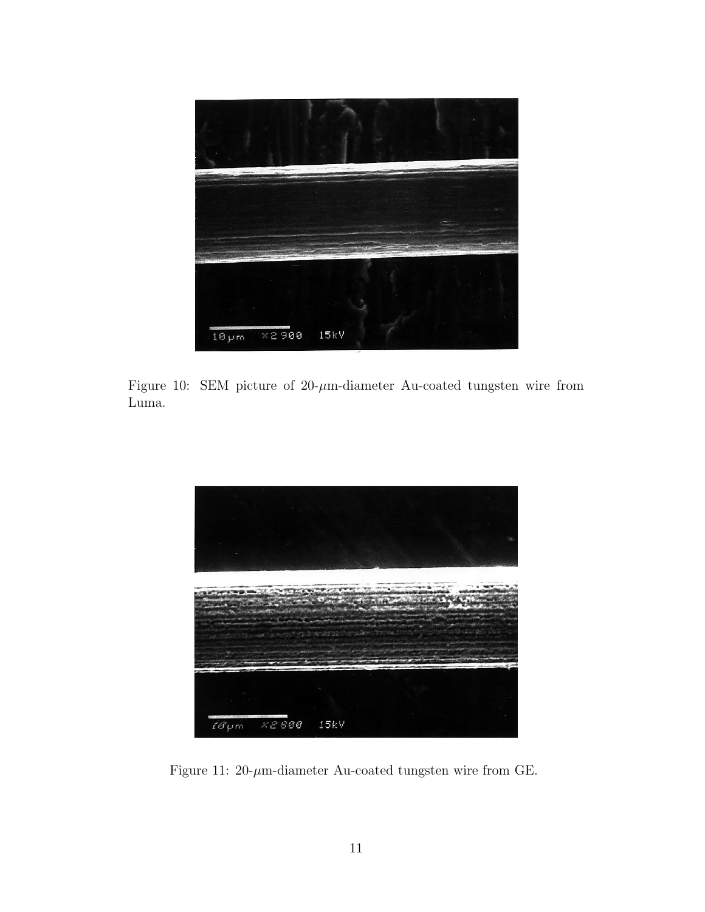Figure 10: SEM picture of 20-$\mu$m-diameter Au-coated tungsten wire from Luma.

Figure 11: 20-$\mu$m-diameter Au-coated tungsten wire from GE.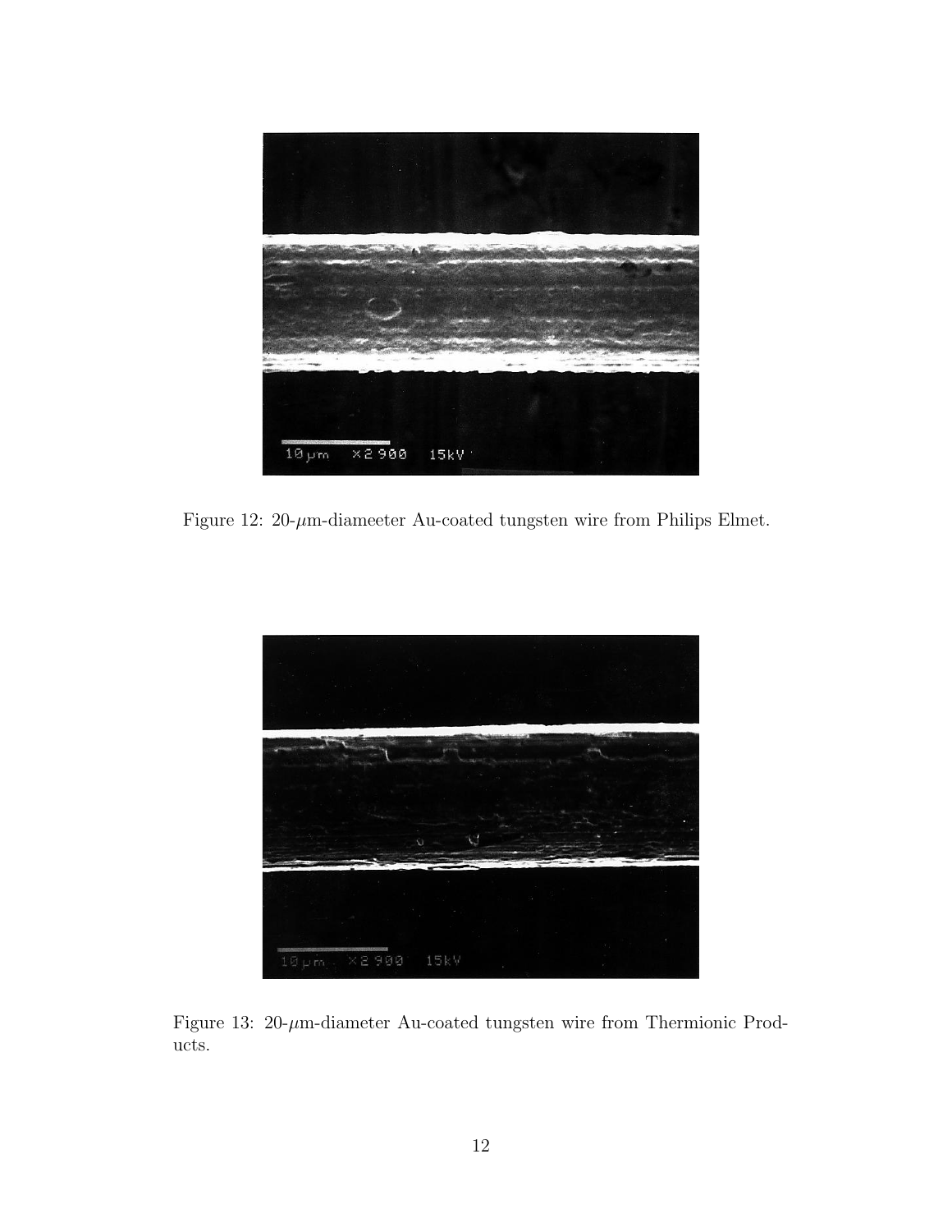10 μm ×2 900 15kV

Figure 12: 20-$\mu$m-diameeter Au-coated tungsten wire from Philips Elmet.

10 μm ×2 900 15kV

Figure 13: 20-$\mu$m-diameter Au-coated tungsten wire from Thermionic Products.